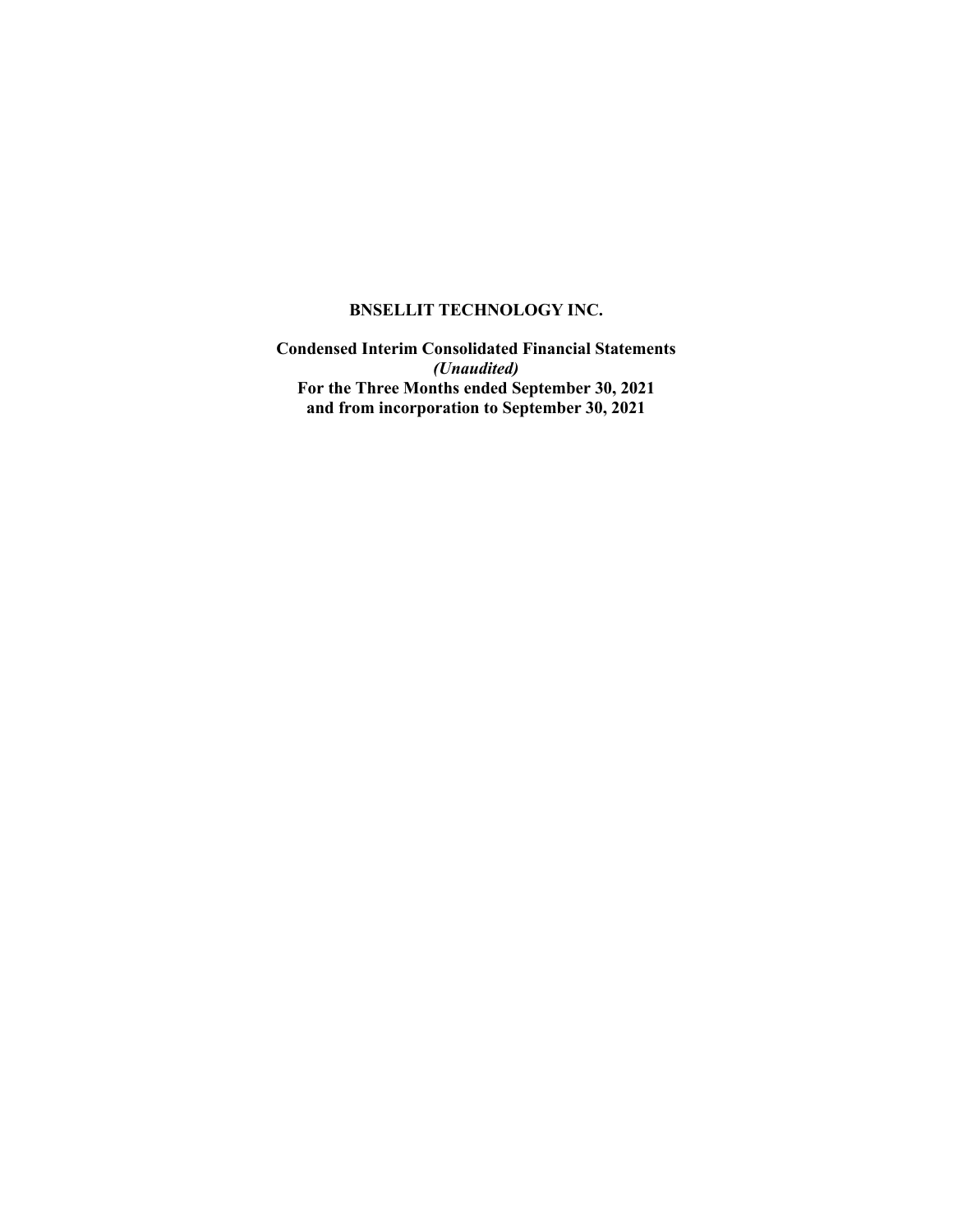# BNSELLIT TECHNOLOGY INC.

**Condensed Interim Consolidated Financial Statements**
***(Unaudited)***
**For the Three Months ended September 30, 2021**
**and from incorporation to September 30, 2021**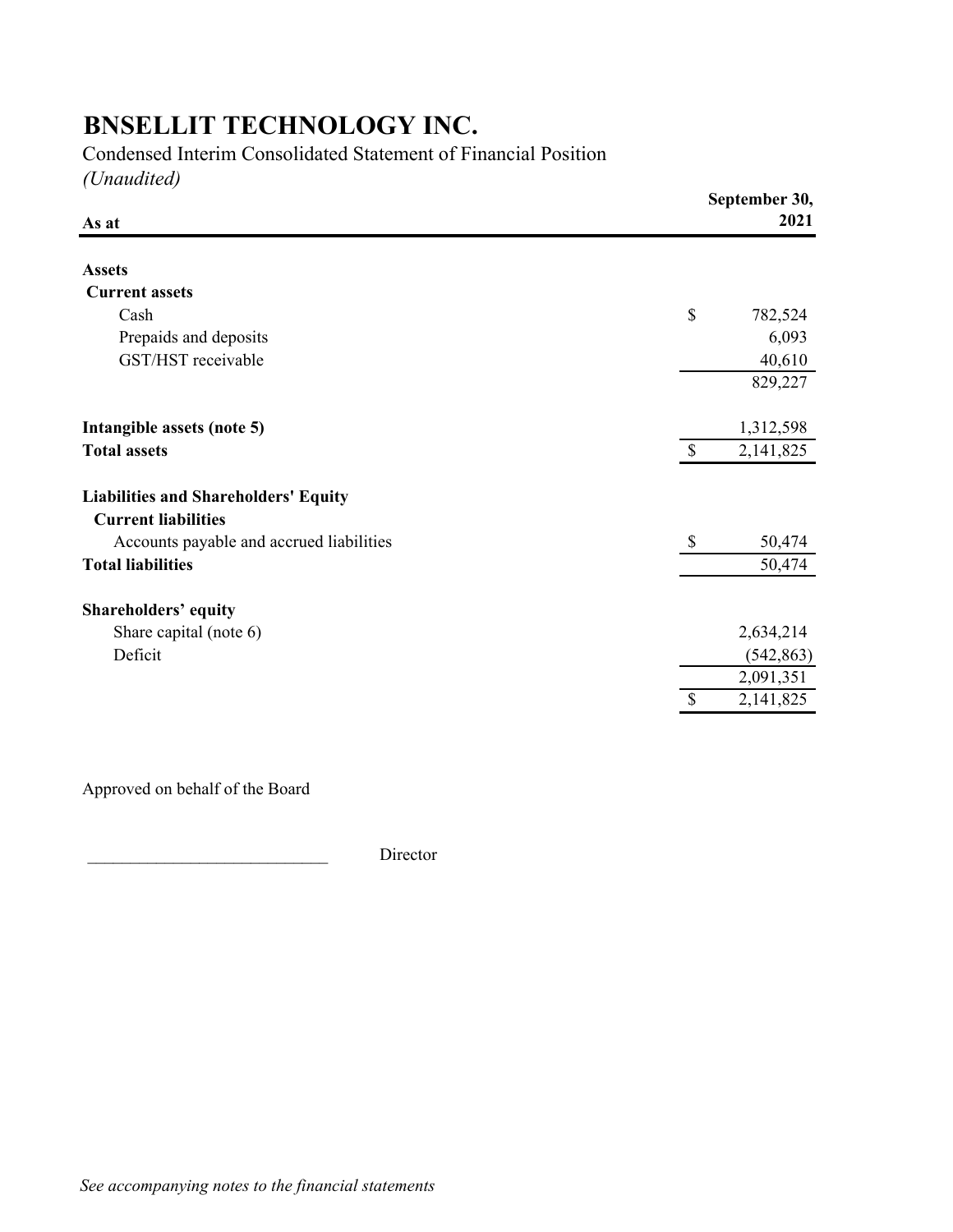# BNSELLIT TECHNOLOGY INC.

Condensed Interim Consolidated Statement of Financial Position

*(Unaudited)*

| As at | | September 30, 2021 |
|---|---|---|
| **Assets** | | |
| **Current assets** | | |
| Cash | $ | 782,524 |
| Prepaids and deposits | | 6,093 |
| GST/HST receivable | | 40,610 |
| | | 829,227 |
| | | |
| **Intangible assets (note 5)** | | 1,312,598 |
| **Total assets** | $ | 2,141,825 |
| | | |
| **Liabilities and Shareholders' Equity** | | |
| **Current liabilities** | | |
| Accounts payable and accrued liabilities | $ | 50,474 |
| **Total liabilities** | | 50,474 |
| | | |
| **Shareholders' equity** | | |
| Share capital (note 6) | | 2,634,214 |
| Deficit | | (542,863) |
| | | 2,091,351 |
| | $ | 2,141,825 |

Approved on behalf of the Board

____________________________ Director

*See accompanying notes to the financial statements*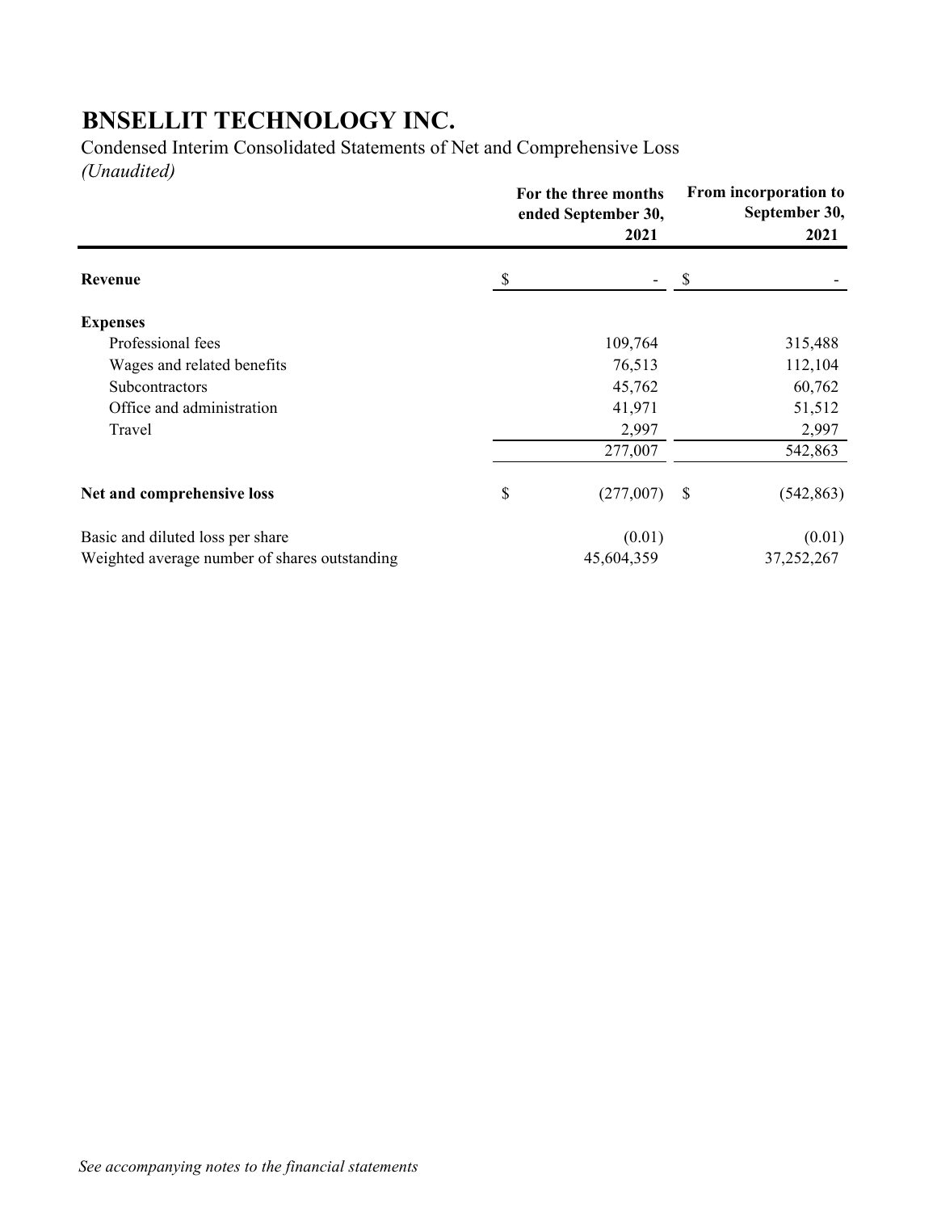# BNSELLIT TECHNOLOGY INC.

Condensed Interim Consolidated Statements of Net and Comprehensive Loss

*(Unaudited)*

| | For the three months ended September 30, 2021 | From incorporation to September 30, 2021 |
|---|---|---|
| **Revenue** | $ - | $ - |
| **Expenses** | | |
| Professional fees | 109,764 | 315,488 |
| Wages and related benefits | 76,513 | 112,104 |
| Subcontractors | 45,762 | 60,762 |
| Office and administration | 41,971 | 51,512 |
| Travel | 2,997 | 2,997 |
| | 277,007 | 542,863 |
| **Net and comprehensive loss** | $ (277,007) | $ (542,863) |
| Basic and diluted loss per share | (0.01) | (0.01) |
| Weighted average number of shares outstanding | 45,604,359 | 37,252,267 |

*See accompanying notes to the financial statements*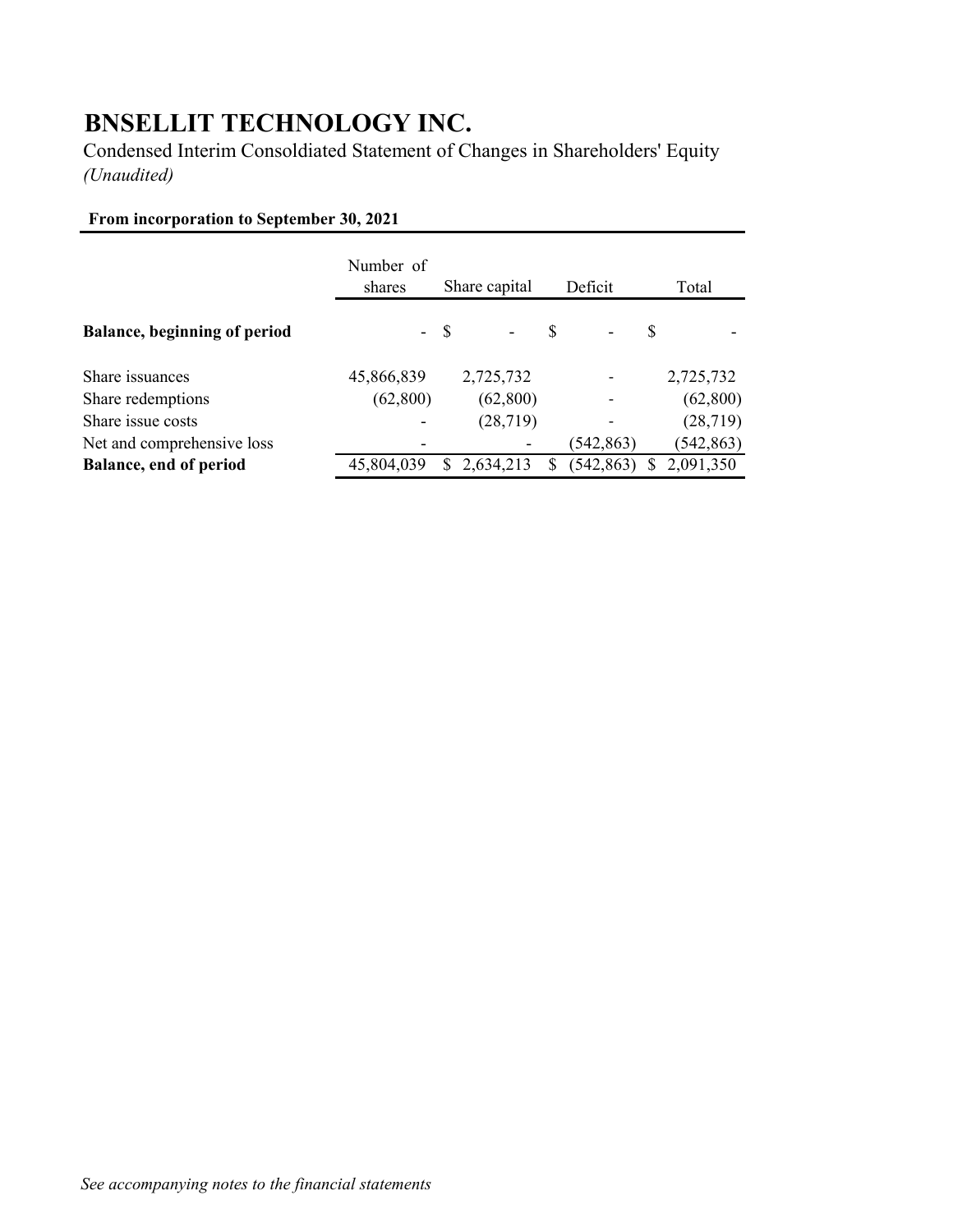# BNSELLIT TECHNOLOGY INC.

Condensed Interim Consoldiated Statement of Changes in Shareholders' Equity
*(Unaudited)*

**From incorporation to September 30, 2021**

| | Number of shares | Share capital | Deficit | Total |
|---|---|---|---|---|
| **Balance, beginning of period** | - | $ - | $ - | $ - |
| Share issuances | 45,866,839 | 2,725,732 | - | 2,725,732 |
| Share redemptions | (62,800) | (62,800) | - | (62,800) |
| Share issue costs | - | (28,719) | - | (28,719) |
| Net and comprehensive loss | - | - | (542,863) | (542,863) |
| **Balance, end of period** | 45,804,039 | $ 2,634,213 | $ (542,863) | $ 2,091,350 |

*See accompanying notes to the financial statements*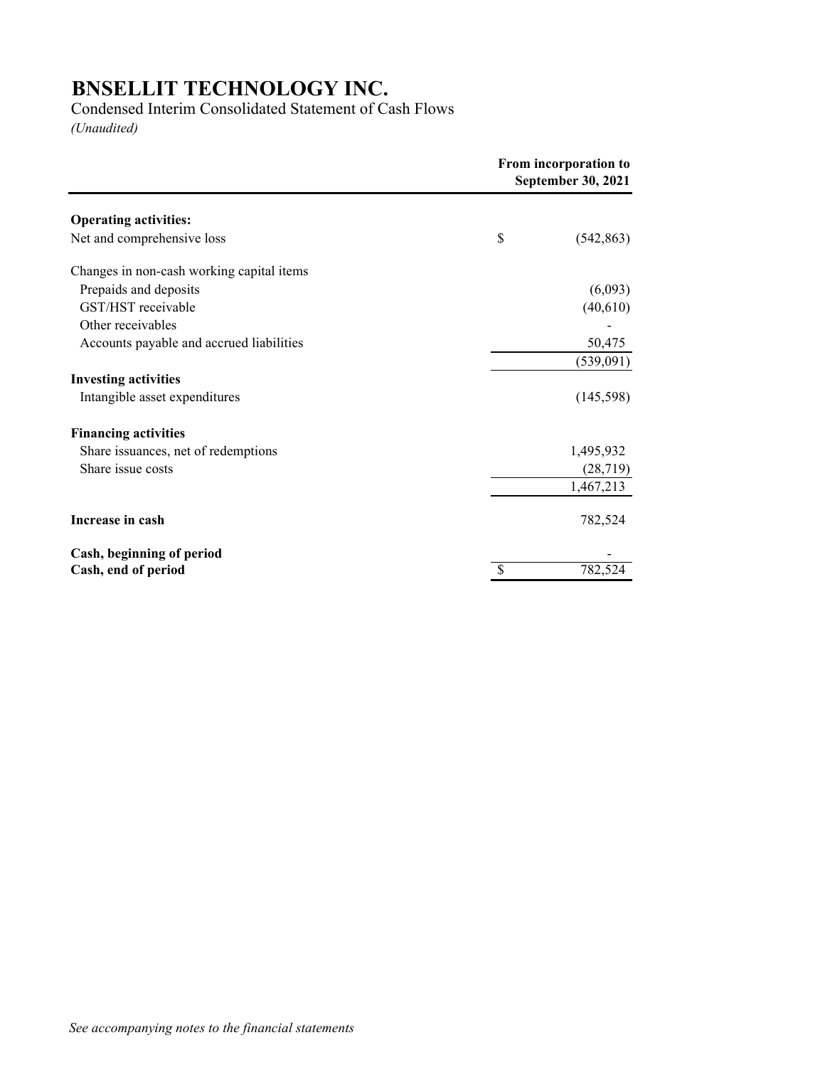# BNSELLIT TECHNOLOGY INC.

Condensed Interim Consolidated Statement of Cash Flows

*(Unaudited)*

| | | From incorporation to September 30, 2021 |
|---|---|---|
| **Operating activities:** | | |
| Net and comprehensive loss | $ | (542,863) |
| Changes in non-cash working capital items | | |
| Prepaids and deposits | | (6,093) |
| GST/HST receivable | | (40,610) |
| Other receivables | | - |
| Accounts payable and accrued liabilities | | 50,475 |
| | | (539,091) |
| **Investing activities** | | |
| Intangible asset expenditures | | (145,598) |
| **Financing activities** | | |
| Share issuances, net of redemptions | | 1,495,932 |
| Share issue costs | | (28,719) |
| | | 1,467,213 |
| **Increase in cash** | | 782,524 |
| **Cash, beginning of period** | | - |
| **Cash, end of period** | $ | 782,524 |

*See accompanying notes to the financial statements*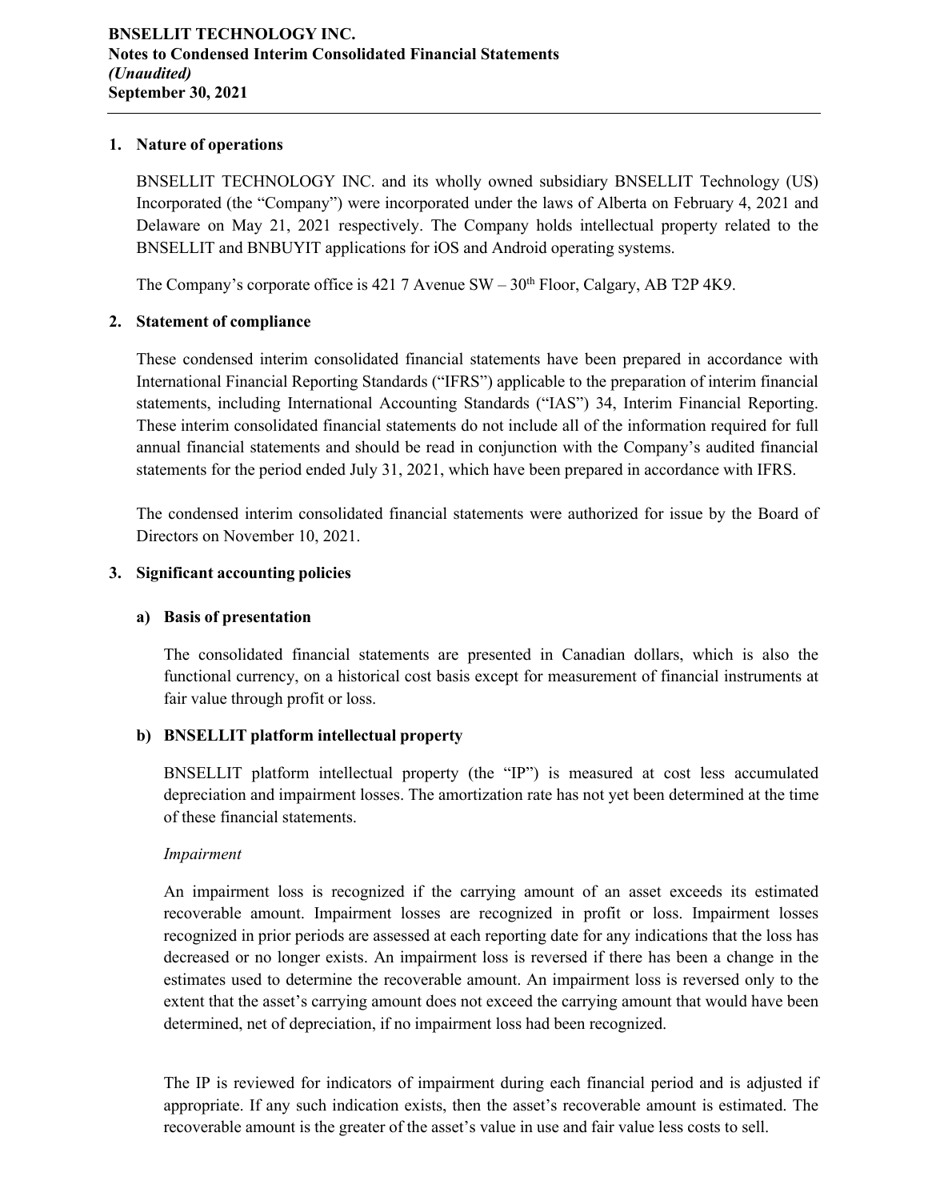## 1. Nature of operations

BNSELLIT TECHNOLOGY INC. and its wholly owned subsidiary BNSELLIT Technology (US) Incorporated (the "Company") were incorporated under the laws of Alberta on February 4, 2021 and Delaware on May 21, 2021 respectively. The Company holds intellectual property related to the BNSELLIT and BNBUYIT applications for iOS and Android operating systems.

The Company's corporate office is 421 7 Avenue SW – 30th Floor, Calgary, AB T2P 4K9.

## 2. Statement of compliance

These condensed interim consolidated financial statements have been prepared in accordance with International Financial Reporting Standards ("IFRS") applicable to the preparation of interim financial statements, including International Accounting Standards ("IAS") 34, Interim Financial Reporting. These interim consolidated financial statements do not include all of the information required for full annual financial statements and should be read in conjunction with the Company's audited financial statements for the period ended July 31, 2021, which have been prepared in accordance with IFRS.

The condensed interim consolidated financial statements were authorized for issue by the Board of Directors on November 10, 2021.

## 3. Significant accounting policies

### a) Basis of presentation

The consolidated financial statements are presented in Canadian dollars, which is also the functional currency, on a historical cost basis except for measurement of financial instruments at fair value through profit or loss.

### b) BNSELLIT platform intellectual property

BNSELLIT platform intellectual property (the "IP") is measured at cost less accumulated depreciation and impairment losses. The amortization rate has not yet been determined at the time of these financial statements.

*Impairment*

An impairment loss is recognized if the carrying amount of an asset exceeds its estimated recoverable amount. Impairment losses are recognized in profit or loss. Impairment losses recognized in prior periods are assessed at each reporting date for any indications that the loss has decreased or no longer exists. An impairment loss is reversed if there has been a change in the estimates used to determine the recoverable amount. An impairment loss is reversed only to the extent that the asset's carrying amount does not exceed the carrying amount that would have been determined, net of depreciation, if no impairment loss had been recognized.

The IP is reviewed for indicators of impairment during each financial period and is adjusted if appropriate. If any such indication exists, then the asset's recoverable amount is estimated. The recoverable amount is the greater of the asset's value in use and fair value less costs to sell.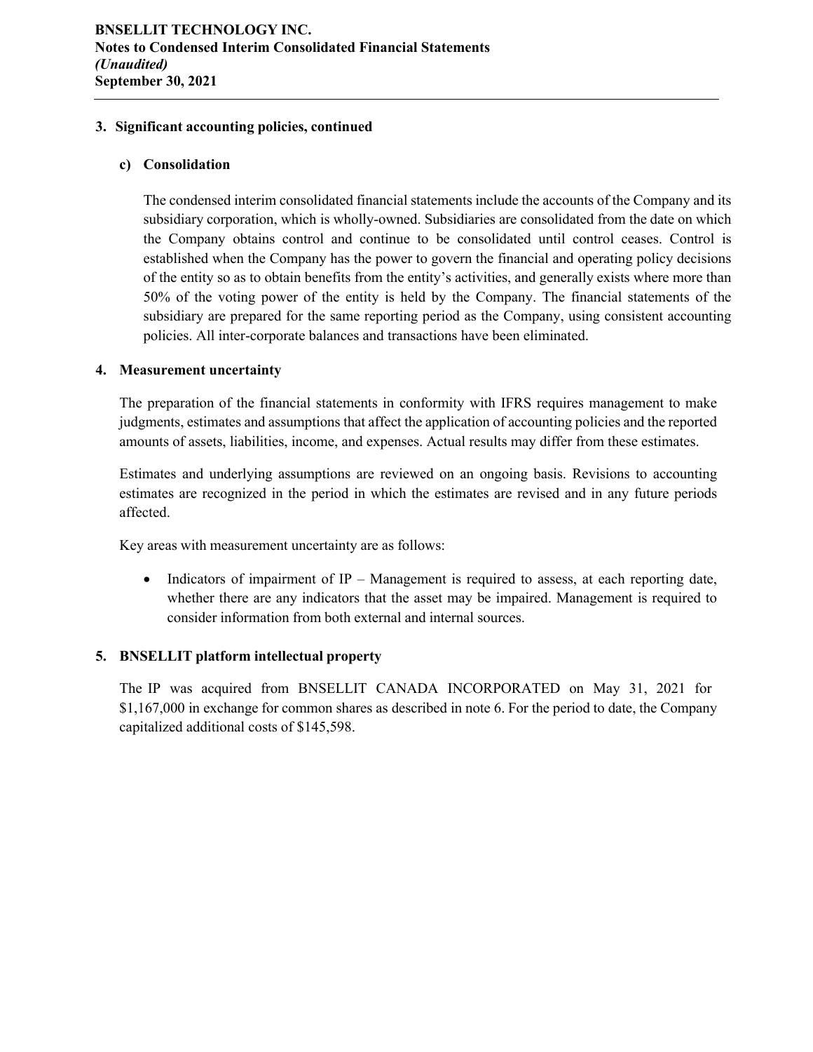## 3. Significant accounting policies, continued

### c) Consolidation

The condensed interim consolidated financial statements include the accounts of the Company and its subsidiary corporation, which is wholly-owned. Subsidiaries are consolidated from the date on which the Company obtains control and continue to be consolidated until control ceases. Control is established when the Company has the power to govern the financial and operating policy decisions of the entity so as to obtain benefits from the entity's activities, and generally exists where more than 50% of the voting power of the entity is held by the Company. The financial statements of the subsidiary are prepared for the same reporting period as the Company, using consistent accounting policies. All inter-corporate balances and transactions have been eliminated.

## 4. Measurement uncertainty

The preparation of the financial statements in conformity with IFRS requires management to make judgments, estimates and assumptions that affect the application of accounting policies and the reported amounts of assets, liabilities, income, and expenses. Actual results may differ from these estimates.

Estimates and underlying assumptions are reviewed on an ongoing basis. Revisions to accounting estimates are recognized in the period in which the estimates are revised and in any future periods affected.

Key areas with measurement uncertainty are as follows:

- Indicators of impairment of IP – Management is required to assess, at each reporting date, whether there are any indicators that the asset may be impaired. Management is required to consider information from both external and internal sources.

## 5. BNSELLIT platform intellectual property

The IP was acquired from BNSELLIT CANADA INCORPORATED on May 31, 2021 for $1,167,000 in exchange for common shares as described in note 6. For the period to date, the Company capitalized additional costs of $145,598.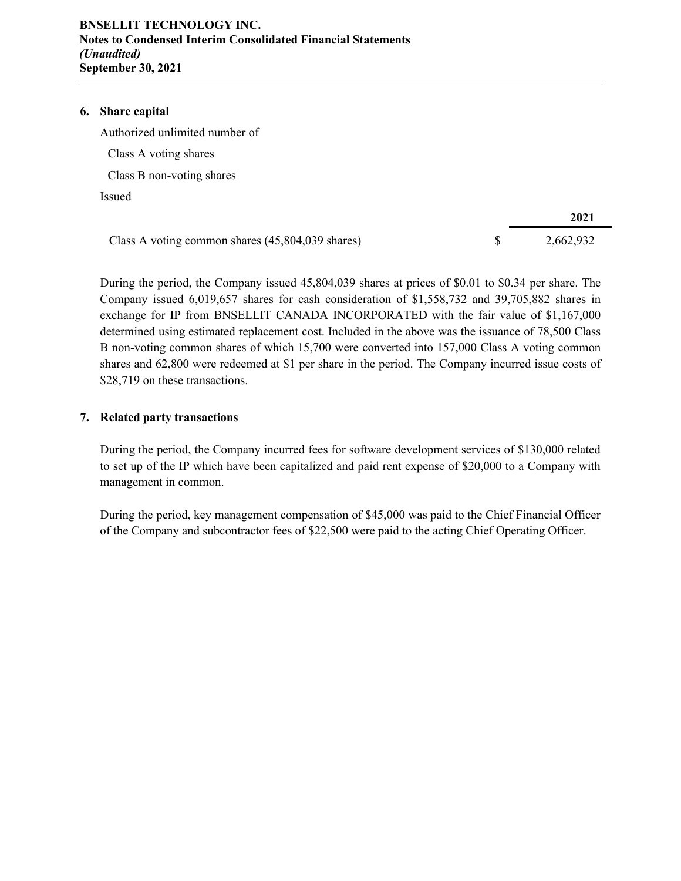## 6. Share capital

Authorized unlimited number of

Class A voting shares

Class B non-voting shares

Issued

| | | 2021 |
|---|---|---|
| Class A voting common shares (45,804,039 shares) | $ | 2,662,932 |

During the period, the Company issued 45,804,039 shares at prices of $0.01 to $0.34 per share. The Company issued 6,019,657 shares for cash consideration of $1,558,732 and 39,705,882 shares in exchange for IP from BNSELLIT CANADA INCORPORATED with the fair value of $1,167,000 determined using estimated replacement cost. Included in the above was the issuance of 78,500 Class B non-voting common shares of which 15,700 were converted into 157,000 Class A voting common shares and 62,800 were redeemed at $1 per share in the period. The Company incurred issue costs of $28,719 on these transactions.

## 7. Related party transactions

During the period, the Company incurred fees for software development services of $130,000 related to set up of the IP which have been capitalized and paid rent expense of $20,000 to a Company with management in common.

During the period, key management compensation of $45,000 was paid to the Chief Financial Officer of the Company and subcontractor fees of $22,500 were paid to the acting Chief Operating Officer.